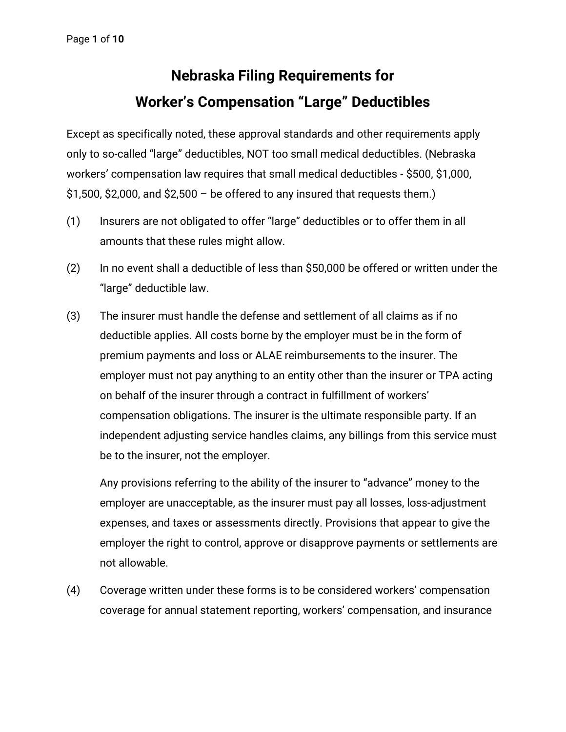# Nebraska Filing Requirements for Worker's Compensation "Large" Deductibles

Except as specifically noted, these approval standards and other requirements apply only to so-called "large" deductibles, NOT too small medical deductibles. (Nebraska workers' compensation law requires that small medical deductibles - $500, $1,000, $1,500, $2,000, and $2,500 – be offered to any insured that requests them.)

(1) Insurers are not obligated to offer "large" deductibles or to offer them in all amounts that these rules might allow.

(2) In no event shall a deductible of less than $50,000 be offered or written under the "large" deductible law.

(3) The insurer must handle the defense and settlement of all claims as if no deductible applies. All costs borne by the employer must be in the form of premium payments and loss or ALAE reimbursements to the insurer. The employer must not pay anything to an entity other than the insurer or TPA acting on behalf of the insurer through a contract in fulfillment of workers' compensation obligations. The insurer is the ultimate responsible party. If an independent adjusting service handles claims, any billings from this service must be to the insurer, not the employer.

Any provisions referring to the ability of the insurer to "advance" money to the employer are unacceptable, as the insurer must pay all losses, loss-adjustment expenses, and taxes or assessments directly. Provisions that appear to give the employer the right to control, approve or disapprove payments or settlements are not allowable.

(4) Coverage written under these forms is to be considered workers' compensation coverage for annual statement reporting, workers' compensation, and insurance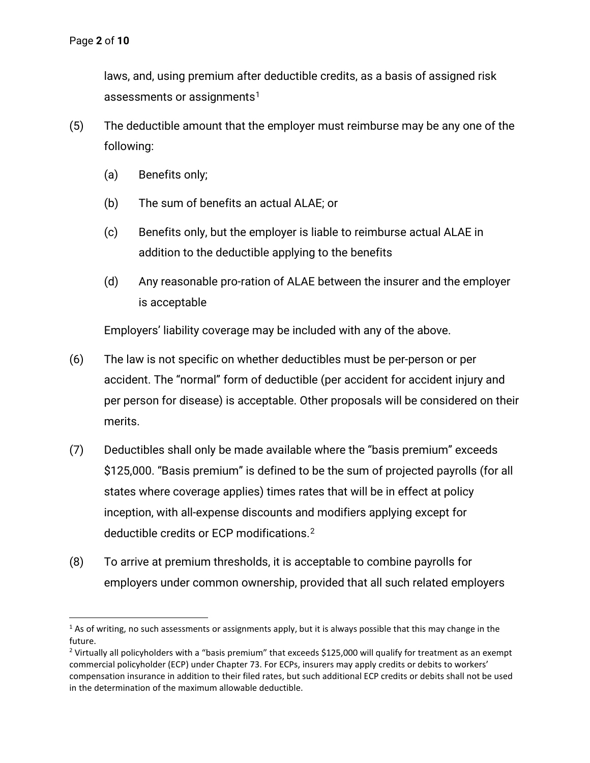laws, and, using premium after deductible credits, as a basis of assigned risk assessments or assignments[1]

(5) The deductible amount that the employer must reimburse may be any one of the following:

  (a) Benefits only;

  (b) The sum of benefits an actual ALAE; or

  (c) Benefits only, but the employer is liable to reimburse actual ALAE in addition to the deductible applying to the benefits

  (d) Any reasonable pro-ration of ALAE between the insurer and the employer is acceptable

  Employers' liability coverage may be included with any of the above.

(6) The law is not specific on whether deductibles must be per-person or per accident. The "normal" form of deductible (per accident for accident injury and per person for disease) is acceptable. Other proposals will be considered on their merits.

(7) Deductibles shall only be made available where the "basis premium" exceeds $125,000. "Basis premium" is defined to be the sum of projected payrolls (for all states where coverage applies) times rates that will be in effect at policy inception, with all-expense discounts and modifiers applying except for deductible credits or ECP modifications.[2]

(8) To arrive at premium thresholds, it is acceptable to combine payrolls for employers under common ownership, provided that all such related employers

---

[1] As of writing, no such assessments or assignments apply, but it is always possible that this may change in the future.

[2] Virtually all policyholders with a "basis premium" that exceeds $125,000 will qualify for treatment as an exempt commercial policyholder (ECP) under Chapter 73. For ECPs, insurers may apply credits or debits to workers' compensation insurance in addition to their filed rates, but such additional ECP credits or debits shall not be used in the determination of the maximum allowable deductible.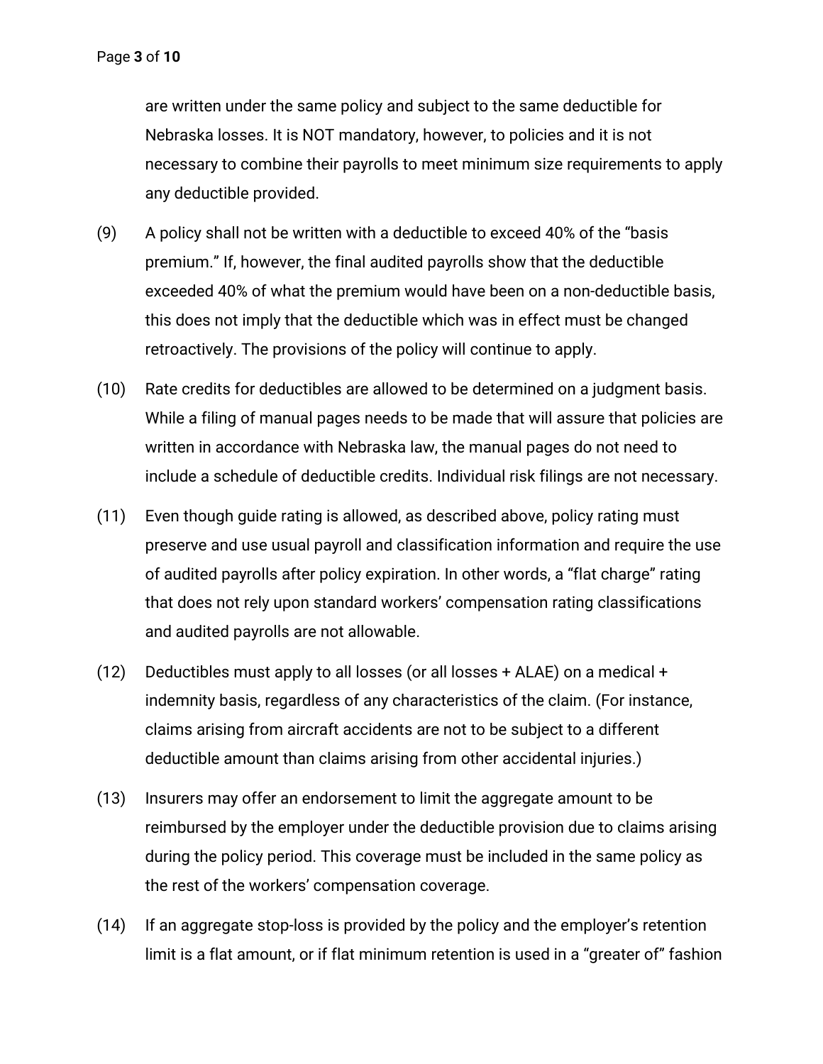are written under the same policy and subject to the same deductible for Nebraska losses. It is NOT mandatory, however, to policies and it is not necessary to combine their payrolls to meet minimum size requirements to apply any deductible provided.

(9) A policy shall not be written with a deductible to exceed 40% of the "basis premium." If, however, the final audited payrolls show that the deductible exceeded 40% of what the premium would have been on a non-deductible basis, this does not imply that the deductible which was in effect must be changed retroactively. The provisions of the policy will continue to apply.

(10) Rate credits for deductibles are allowed to be determined on a judgment basis. While a filing of manual pages needs to be made that will assure that policies are written in accordance with Nebraska law, the manual pages do not need to include a schedule of deductible credits. Individual risk filings are not necessary.

(11) Even though guide rating is allowed, as described above, policy rating must preserve and use usual payroll and classification information and require the use of audited payrolls after policy expiration. In other words, a "flat charge" rating that does not rely upon standard workers' compensation rating classifications and audited payrolls are not allowable.

(12) Deductibles must apply to all losses (or all losses + ALAE) on a medical + indemnity basis, regardless of any characteristics of the claim. (For instance, claims arising from aircraft accidents are not to be subject to a different deductible amount than claims arising from other accidental injuries.)

(13) Insurers may offer an endorsement to limit the aggregate amount to be reimbursed by the employer under the deductible provision due to claims arising during the policy period. This coverage must be included in the same policy as the rest of the workers' compensation coverage.

(14) If an aggregate stop-loss is provided by the policy and the employer's retention limit is a flat amount, or if flat minimum retention is used in a "greater of" fashion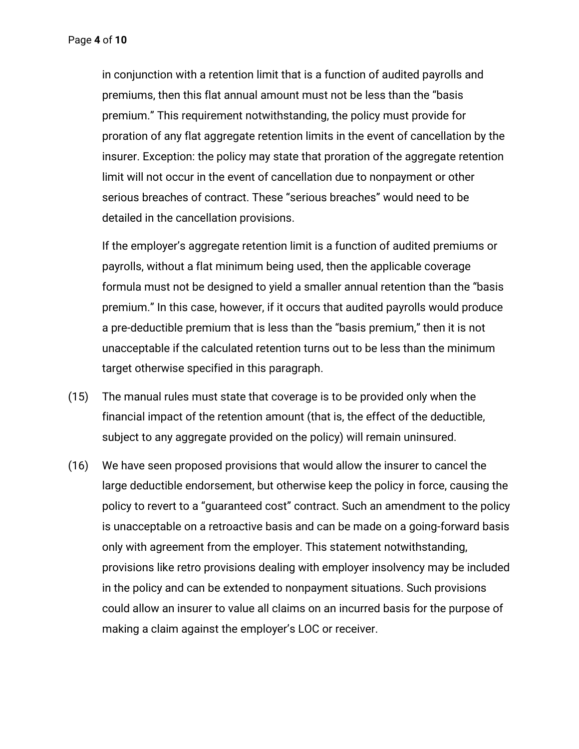in conjunction with a retention limit that is a function of audited payrolls and premiums, then this flat annual amount must not be less than the "basis premium." This requirement notwithstanding, the policy must provide for proration of any flat aggregate retention limits in the event of cancellation by the insurer. Exception: the policy may state that proration of the aggregate retention limit will not occur in the event of cancellation due to nonpayment or other serious breaches of contract. These "serious breaches" would need to be detailed in the cancellation provisions.

If the employer's aggregate retention limit is a function of audited premiums or payrolls, without a flat minimum being used, then the applicable coverage formula must not be designed to yield a smaller annual retention than the "basis premium." In this case, however, if it occurs that audited payrolls would produce a pre-deductible premium that is less than the "basis premium," then it is not unacceptable if the calculated retention turns out to be less than the minimum target otherwise specified in this paragraph.

(15) The manual rules must state that coverage is to be provided only when the financial impact of the retention amount (that is, the effect of the deductible, subject to any aggregate provided on the policy) will remain uninsured.

(16) We have seen proposed provisions that would allow the insurer to cancel the large deductible endorsement, but otherwise keep the policy in force, causing the policy to revert to a "guaranteed cost" contract. Such an amendment to the policy is unacceptable on a retroactive basis and can be made on a going-forward basis only with agreement from the employer. This statement notwithstanding, provisions like retro provisions dealing with employer insolvency may be included in the policy and can be extended to nonpayment situations. Such provisions could allow an insurer to value all claims on an incurred basis for the purpose of making a claim against the employer's LOC or receiver.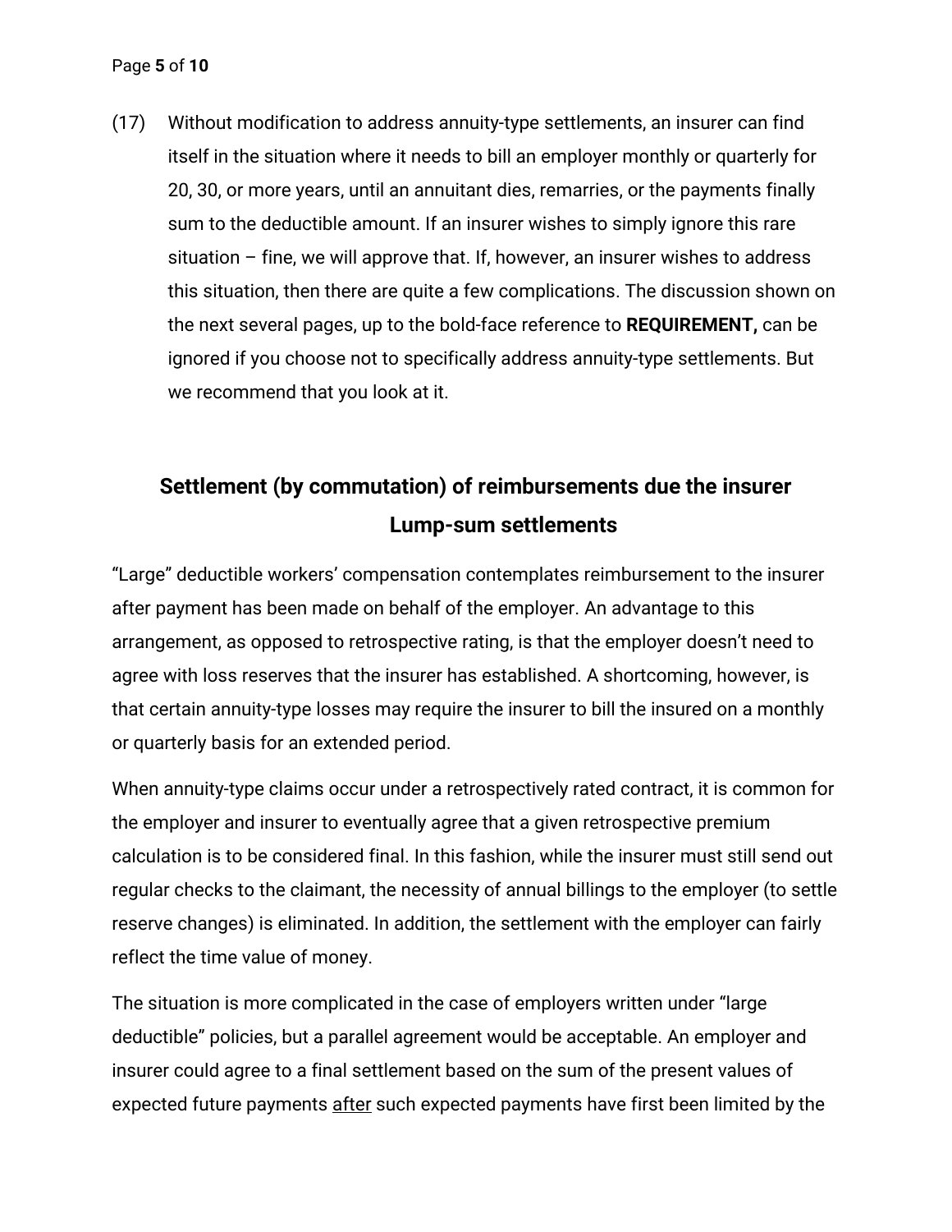(17) Without modification to address annuity-type settlements, an insurer can find itself in the situation where it needs to bill an employer monthly or quarterly for 20, 30, or more years, until an annuitant dies, remarries, or the payments finally sum to the deductible amount. If an insurer wishes to simply ignore this rare situation – fine, we will approve that. If, however, an insurer wishes to address this situation, then there are quite a few complications. The discussion shown on the next several pages, up to the bold-face reference to **REQUIREMENT,** can be ignored if you choose not to specifically address annuity-type settlements. But we recommend that you look at it.

## Settlement (by commutation) of reimbursements due the insurer

## Lump-sum settlements

"Large" deductible workers' compensation contemplates reimbursement to the insurer after payment has been made on behalf of the employer. An advantage to this arrangement, as opposed to retrospective rating, is that the employer doesn't need to agree with loss reserves that the insurer has established. A shortcoming, however, is that certain annuity-type losses may require the insurer to bill the insured on a monthly or quarterly basis for an extended period.

When annuity-type claims occur under a retrospectively rated contract, it is common for the employer and insurer to eventually agree that a given retrospective premium calculation is to be considered final. In this fashion, while the insurer must still send out regular checks to the claimant, the necessity of annual billings to the employer (to settle reserve changes) is eliminated. In addition, the settlement with the employer can fairly reflect the time value of money.

The situation is more complicated in the case of employers written under "large deductible" policies, but a parallel agreement would be acceptable. An employer and insurer could agree to a final settlement based on the sum of the present values of expected future payments <u>after</u> such expected payments have first been limited by the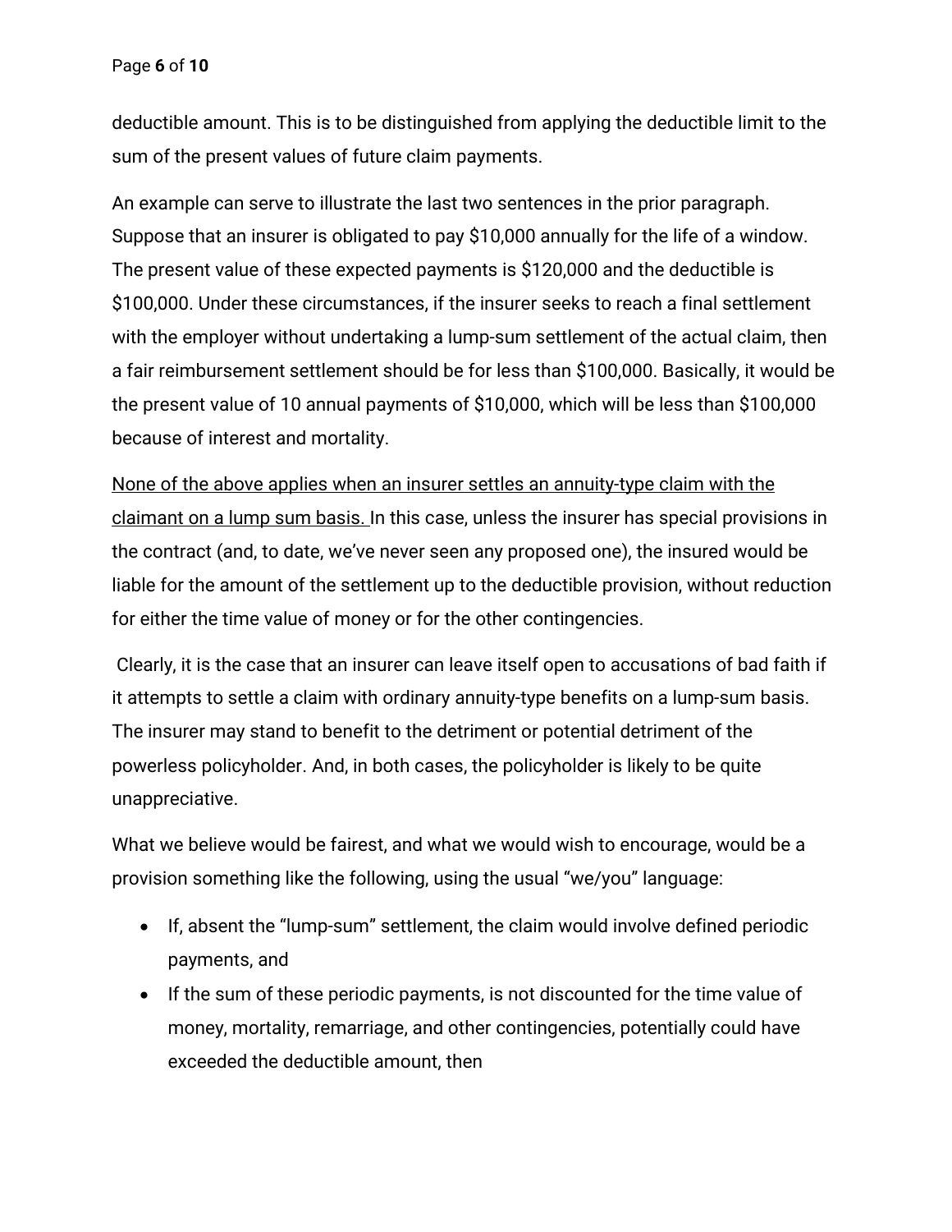deductible amount. This is to be distinguished from applying the deductible limit to the sum of the present values of future claim payments.

An example can serve to illustrate the last two sentences in the prior paragraph. Suppose that an insurer is obligated to pay $10,000 annually for the life of a window. The present value of these expected payments is $120,000 and the deductible is $100,000. Under these circumstances, if the insurer seeks to reach a final settlement with the employer without undertaking a lump-sum settlement of the actual claim, then a fair reimbursement settlement should be for less than $100,000. Basically, it would be the present value of 10 annual payments of $10,000, which will be less than $100,000 because of interest and mortality.

<u>None of the above applies when an insurer settles an annuity-type claim with the claimant on a lump sum basis.</u> In this case, unless the insurer has special provisions in the contract (and, to date, we've never seen any proposed one), the insured would be liable for the amount of the settlement up to the deductible provision, without reduction for either the time value of money or for the other contingencies.

Clearly, it is the case that an insurer can leave itself open to accusations of bad faith if it attempts to settle a claim with ordinary annuity-type benefits on a lump-sum basis. The insurer may stand to benefit to the detriment or potential detriment of the powerless policyholder. And, in both cases, the policyholder is likely to be quite unappreciative.

What we believe would be fairest, and what we would wish to encourage, would be a provision something like the following, using the usual "we/you" language:

- If, absent the "lump-sum" settlement, the claim would involve defined periodic payments, and
- If the sum of these periodic payments, is not discounted for the time value of money, mortality, remarriage, and other contingencies, potentially could have exceeded the deductible amount, then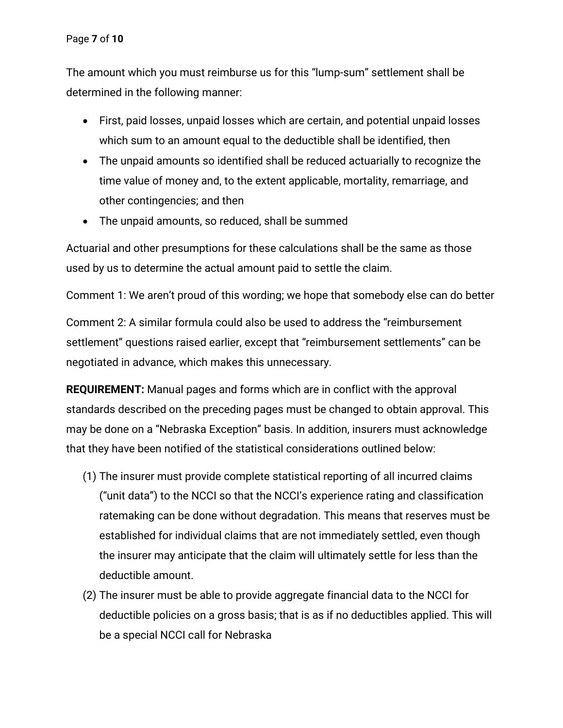The amount which you must reimburse us for this “lump-sum” settlement shall be determined in the following manner:

- First, paid losses, unpaid losses which are certain, and potential unpaid losses which sum to an amount equal to the deductible shall be identified, then
- The unpaid amounts so identified shall be reduced actuarially to recognize the time value of money and, to the extent applicable, mortality, remarriage, and other contingencies; and then
- The unpaid amounts, so reduced, shall be summed

Actuarial and other presumptions for these calculations shall be the same as those used by us to determine the actual amount paid to settle the claim.

Comment 1: We aren’t proud of this wording; we hope that somebody else can do better

Comment 2: A similar formula could also be used to address the “reimbursement settlement” questions raised earlier, except that “reimbursement settlements” can be negotiated in advance, which makes this unnecessary.

**REQUIREMENT:** Manual pages and forms which are in conflict with the approval standards described on the preceding pages must be changed to obtain approval. This may be done on a “Nebraska Exception” basis. In addition, insurers must acknowledge that they have been notified of the statistical considerations outlined below:

(1) The insurer must provide complete statistical reporting of all incurred claims (“unit data”) to the NCCI so that the NCCI’s experience rating and classification ratemaking can be done without degradation. This means that reserves must be established for individual claims that are not immediately settled, even though the insurer may anticipate that the claim will ultimately settle for less than the deductible amount.

(2) The insurer must be able to provide aggregate financial data to the NCCI for deductible policies on a gross basis; that is as if no deductibles applied. This will be a special NCCI call for Nebraska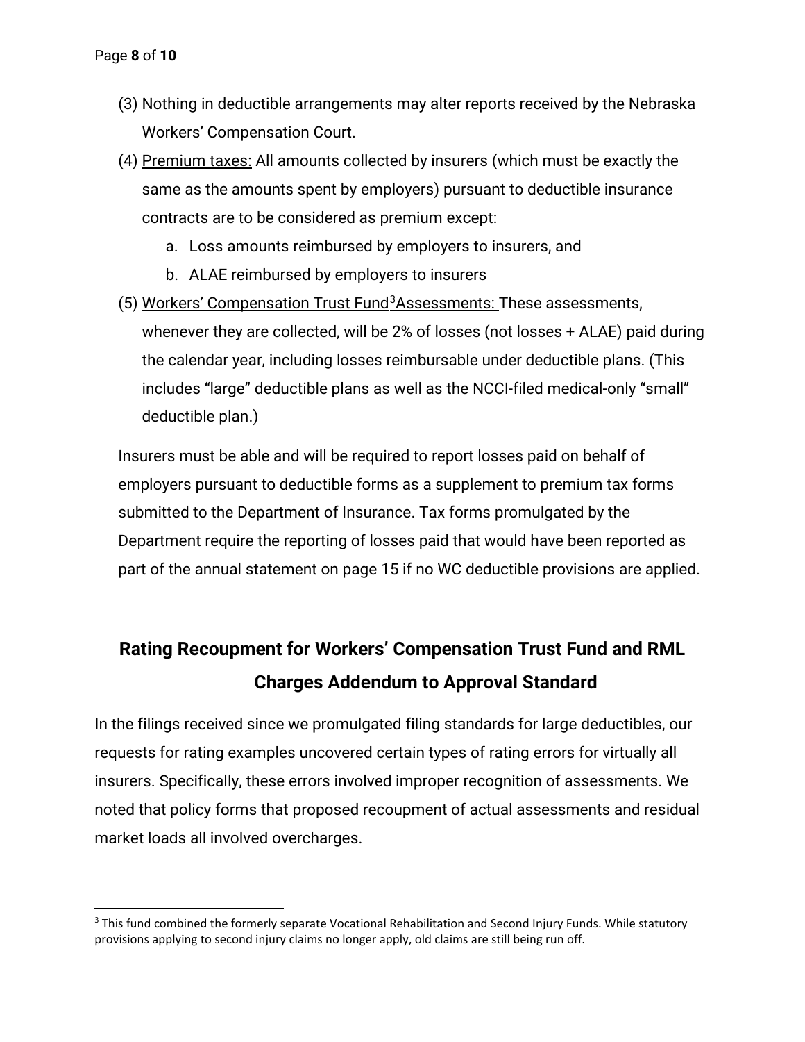(3) Nothing in deductible arrangements may alter reports received by the Nebraska Workers' Compensation Court.

(4) Premium taxes: All amounts collected by insurers (which must be exactly the same as the amounts spent by employers) pursuant to deductible insurance contracts are to be considered as premium except:

   a. Loss amounts reimbursed by employers to insurers, and
   b. ALAE reimbursed by employers to insurers

(5) Workers' Compensation Trust Fund[3] Assessments: These assessments, whenever they are collected, will be 2% of losses (not losses + ALAE) paid during the calendar year, including losses reimbursable under deductible plans. (This includes "large" deductible plans as well as the NCCI-filed medical-only "small" deductible plan.)

Insurers must be able and will be required to report losses paid on behalf of employers pursuant to deductible forms as a supplement to premium tax forms submitted to the Department of Insurance. Tax forms promulgated by the Department require the reporting of losses paid that would have been reported as part of the annual statement on page 15 if no WC deductible provisions are applied.

---

## Rating Recoupment for Workers' Compensation Trust Fund and RML Charges Addendum to Approval Standard

In the filings received since we promulgated filing standards for large deductibles, our requests for rating examples uncovered certain types of rating errors for virtually all insurers. Specifically, these errors involved improper recognition of assessments. We noted that policy forms that proposed recoupment of actual assessments and residual market loads all involved overcharges.

---

[3] This fund combined the formerly separate Vocational Rehabilitation and Second Injury Funds. While statutory provisions applying to second injury claims no longer apply, old claims are still being run off.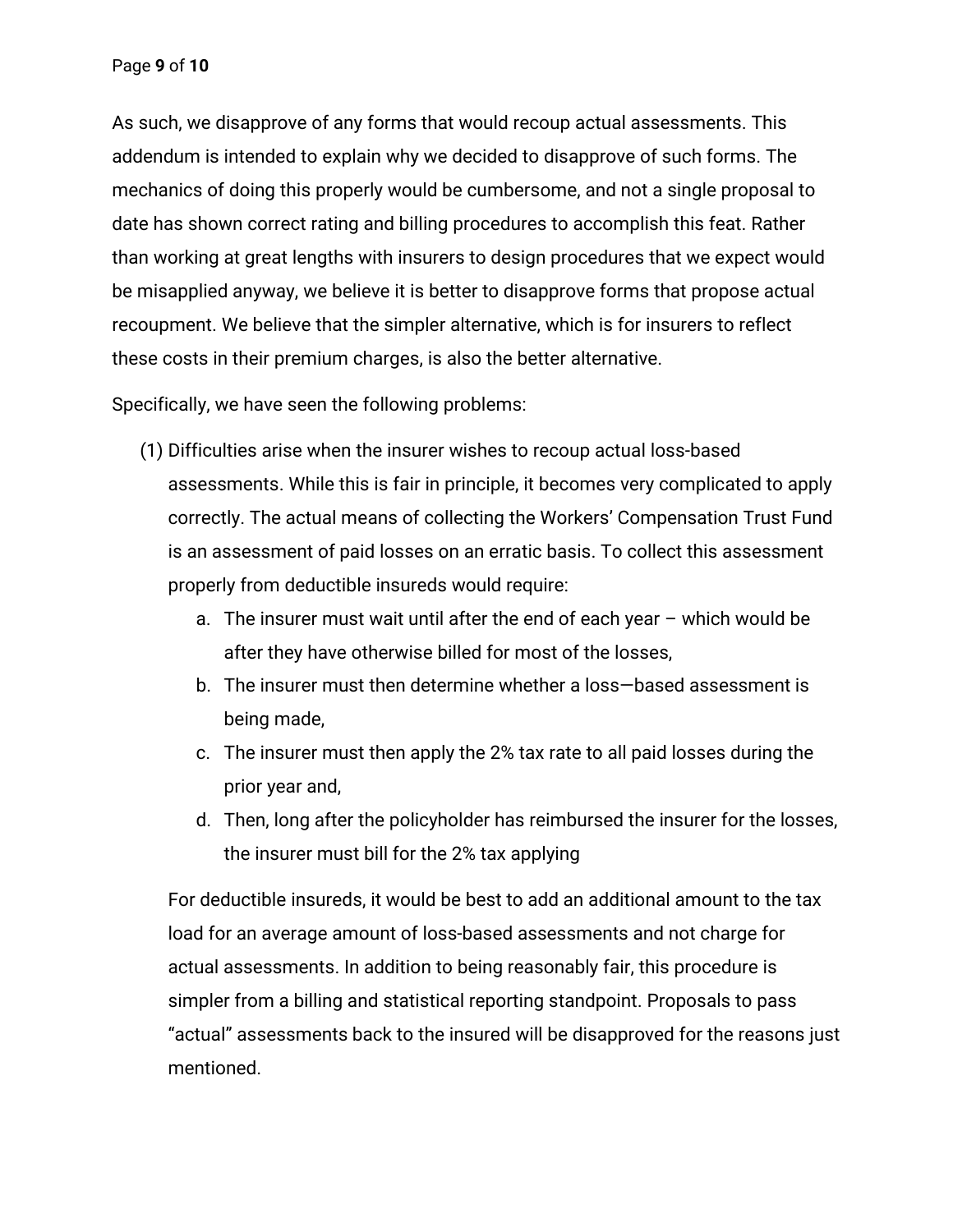As such, we disapprove of any forms that would recoup actual assessments. This addendum is intended to explain why we decided to disapprove of such forms. The mechanics of doing this properly would be cumbersome, and not a single proposal to date has shown correct rating and billing procedures to accomplish this feat. Rather than working at great lengths with insurers to design procedures that we expect would be misapplied anyway, we believe it is better to disapprove forms that propose actual recoupment. We believe that the simpler alternative, which is for insurers to reflect these costs in their premium charges, is also the better alternative.

Specifically, we have seen the following problems:

(1) Difficulties arise when the insurer wishes to recoup actual loss-based assessments. While this is fair in principle, it becomes very complicated to apply correctly. The actual means of collecting the Workers' Compensation Trust Fund is an assessment of paid losses on an erratic basis. To collect this assessment properly from deductible insureds would require:

   a. The insurer must wait until after the end of each year – which would be after they have otherwise billed for most of the losses,
   b. The insurer must then determine whether a loss—based assessment is being made,
   c. The insurer must then apply the 2% tax rate to all paid losses during the prior year and,
   d. Then, long after the policyholder has reimbursed the insurer for the losses, the insurer must bill for the 2% tax applying

   For deductible insureds, it would be best to add an additional amount to the tax load for an average amount of loss-based assessments and not charge for actual assessments. In addition to being reasonably fair, this procedure is simpler from a billing and statistical reporting standpoint. Proposals to pass "actual" assessments back to the insured will be disapproved for the reasons just mentioned.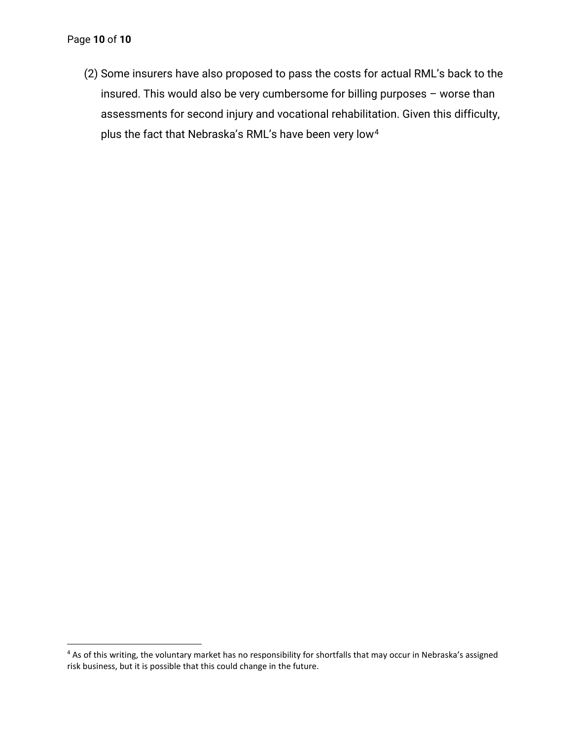(2) Some insurers have also proposed to pass the costs for actual RML's back to the insured. This would also be very cumbersome for billing purposes – worse than assessments for second injury and vocational rehabilitation. Given this difficulty, plus the fact that Nebraska's RML's have been very low[4]

[4] As of this writing, the voluntary market has no responsibility for shortfalls that may occur in Nebraska's assigned risk business, but it is possible that this could change in the future.